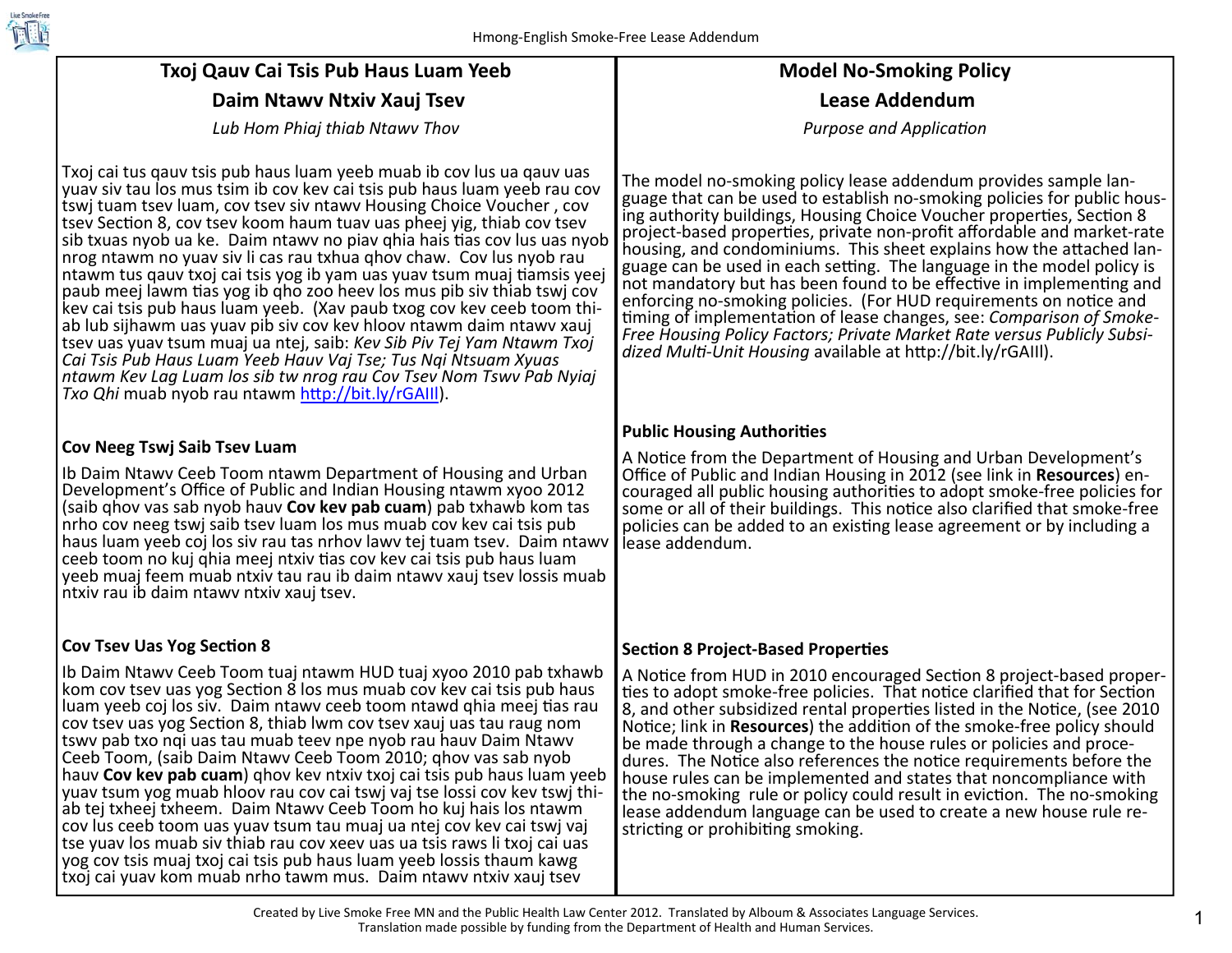# Txoj Qauv Cai Tsis Pub Haus Luam Yeeb

## Daim Ntawv Ntxiv Xauj Tsev

*Lub Hom Phiaj thiab Ntawv Thov*

Txoj cai tus qauv tsis pub haus luam yeeb muab ib cov lus ua qauv uas yuav siv tau los mus tsim ib cov kev cai tsis pub haus luam yeeb rau cov tswj tuam tsev luam, cov tsev siv ntawv Housing Choice Voucher , cov tsev Section 8, cov tsev koom haum tuav uas pheej yig, thiab cov tsev sib txuas nyob ua ke. Daim ntawv no piav qhia hais tias cov lus uas nyob nrog ntawm no yuav siv li cas rau txhua qhov chaw. Cov lus nyob rau ntawm tus qauv txoj cai tsis yog ib yam uas yuav tsum muaj tiamsis yeej paub meej lawm tias yog ib qho zoo heev los mus pib siv thiab tswj cov kev cai tsis pub haus luam yeeb. (Xav paub txog cov kev ceeb toom thiab lub sijhawm uas yuav pib siv cov kev hloov ntawm daim ntawv xauj tsev uas yuav tsum muaj ua ntej, saib: *Kev Sib Piv Tej Yam Ntawm Txoj Cai Tsis Pub Haus Luam Yeeb Hauv Vaj Tse; Tus Nqi Ntsuam Xyuas ntawm Kev Lag Luam los sib tw nrog rau Cov Tsev Nom Tswv Pab Nyiaj Txo Qhi* muab nyob rau ntawm http://bit.ly/rGAIIl).

### Cov Neeg Tswj Saib Tsev Luam

Ib Daim Ntawv Ceeb Toom ntawm Department of Housing and Urban Development's Office of Public and Indian Housing ntawm xyoo 2012 (saib qhov vas sab nyob hauv **Cov kev pab cuam**) pab txhawb kom tas nrho cov neeg tswj saib tsev luam los mus muab cov kev cai tsis pub haus luam yeeb coj los siv rau tas nrhov lawv tej tuam tsev. Daim ntawv ceeb toom no kuj qhia meej ntxiv tias cov kev cai tsis pub haus luam yeeb muaj feem muab ntxiv tau rau ib daim ntawv xauj tsev lossis muab ntxiv rau ib daim ntawv ntxiv xauj tsev.

### Cov Tsev Uas Yog Section 8

Ib Daim Ntawv Ceeb Toom tuaj ntawm HUD tuaj xyoo 2010 pab txhawb kom cov tsev uas yog Section 8 los mus muab cov kev cai tsis pub haus luam yeeb coj los siv. Daim ntawv ceeb toom ntawd qhia meej tias rau cov tsev uas yog Section 8, thiab lwm cov tsev xauj uas tau raug nom tswv pab txo nqi uas tau muab teev npe nyob rau hauv Daim Ntawv Ceeb Toom, (saib Daim Ntawv Ceeb Toom 2010; qhov vas sab nyob hauv **Cov kev pab cuam**) qhov kev ntxiv txoj cai tsis pub haus luam yeeb yuav tsum yog muab hloov rau cov cai tswj vaj tse lossi cov kev tswj thiab tej txheej txheem. Daim Ntawv Ceeb Toom ho kuj hais los ntawm cov lus ceeb toom uas yuav tsum tau muaj ua ntej cov kev cai tswj vaj tse yuav los muab siv thiab rau cov xeev uas ua tsis raws li txoj cai uas yog cov tsis muaj txoj cai tsis pub haus luam yeeb lossis thaum kawg txoj cai yuav kom muab nrho tawm mus. Daim ntawv ntxiv xauj tsev

# Model No-Smoking Policy

## Lease Addendum

*Purpose and Application*

The model no-smoking policy lease addendum provides sample language that can be used to establish no-smoking policies for public housing authority buildings, Housing Choice Voucher properties, Section 8 project-based properties, private non-profit affordable and market-rate housing, and condominiums. This sheet explains how the attached language can be used in each setting. The language in the model policy is not mandatory but has been found to be effective in implementing and enforcing no-smoking policies. (For HUD requirements on notice and timing of implementation of lease changes, see: *Comparison of Smoke-Free Housing Policy Factors; Private Market Rate versus Publicly Subsidized Multi-Unit Housing* available at http://bit.ly/rGAIIl).

### Public Housing Authorities

A Notice from the Department of Housing and Urban Development's Office of Public and Indian Housing in 2012 (see link in **Resources**) encouraged all public housing authorities to adopt smoke-free policies for some or all of their buildings. This notice also clarified that smoke-free policies can be added to an existing lease agreement or by including a lease addendum.

### Section 8 Project-Based Properties

A Notice from HUD in 2010 encouraged Section 8 project-based properties to adopt smoke-free policies. That notice clarified that for Section 8, and other subsidized rental properties listed in the Notice, (see 2010 Notice; link in **Resources**) the addition of the smoke-free policy should be made through a change to the house rules or policies and procedures. The Notice also references the notice requirements before the house rules can be implemented and states that noncompliance with the no-smoking rule or policy could result in eviction. The no-smoking lease addendum language can be used to create a new house rule restricting or prohibiting smoking.

Created by Live Smoke Free MN and the Public Health Law Center 2012. Translated by Alboum & Associates Language Services.
Translation made possible by funding from the Department of Health and Human Services.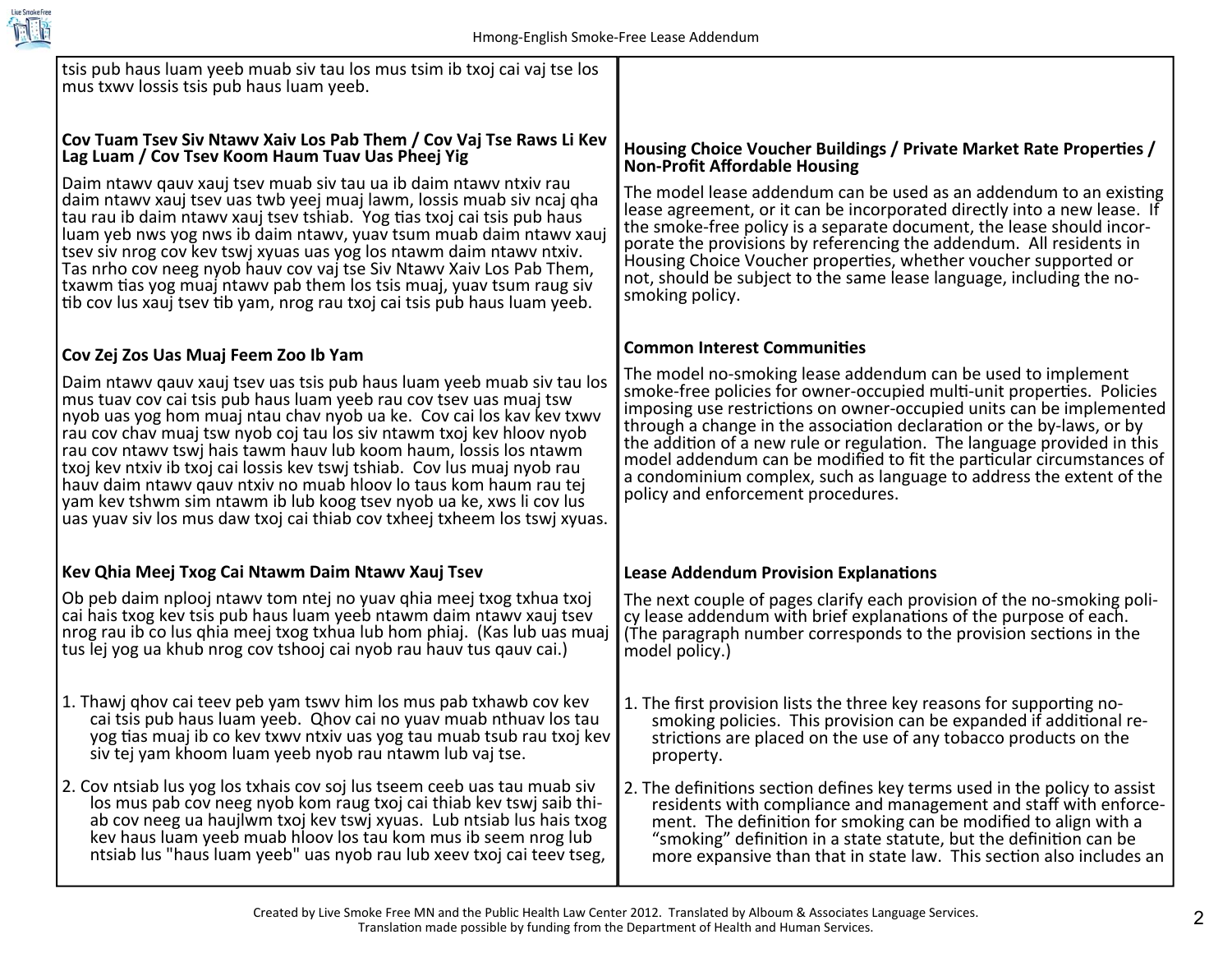tsis pub haus luam yeeb muab siv tau los mus tsim ib txoj cai vaj tse los mus txwv lossis tsis pub haus luam yeeb.

**Cov Tuam Tsev Siv Ntawv Xaiv Los Pab Them / Cov Vaj Tse Raws Li Kev Lag Luam / Cov Tsev Koom Haum Tuav Uas Pheej Yig**

Daim ntawv qauv xauj tsev muab siv tau ua ib daim ntawv ntxiv rau daim ntawv xauj tsev uas twb yeej muaj lawm, lossis muab siv ncaj qha tau rau ib daim ntawv xauj tsev tshiab. Yog tias txoj cai tsis pub haus luam yeb nws yog nws ib daim ntawv, yuav tsum muab daim ntawv xauj tsev siv nrog cov kev tswj xyuas uas yog los ntawm daim ntawv ntxiv. Tas nrho cov neeg nyob hauv cov vaj tse Siv Ntawv Xaiv Los Pab Them, txawm tias yog muaj ntawv pab them los tsis muaj, yuav tsum raug siv tib cov lus xauj tsev tib yam, nrog rau txoj cai tsis pub haus luam yeeb.

**Cov Zej Zos Uas Muaj Feem Zoo Ib Yam**

Daim ntawv qauv xauj tsev uas tsis pub haus luam yeeb muab siv tau los mus tuav cov cai tsis pub haus luam yeeb rau cov tsev uas muaj tsw nyob uas yog hom muaj ntau chav nyob ua ke. Cov cai los kav kev txwv rau cov chav muaj tsw nyob coj tau los siv ntawm txoj kev hloov nyob rau cov ntawv tswj hais tawm hauv lub koom haum, lossis los ntawm txoj kev ntxiv ib txoj cai lossis kev tswj tshiab. Cov lus muaj nyob rau hauv daim ntawv qauv ntxiv no muab hloov lo taus kom haum rau tej yam kev tshwm sim ntawm ib lub koog tsev nyob ua ke, xws li cov lus uas yuav siv los mus daw txoj cai thiab cov txheej txheem los tswj xyuas.

**Kev Qhia Meej Txog Cai Ntawm Daim Ntawv Xauj Tsev**

Ob peb daim nplooj ntawv tom ntej no yuav qhia meej txog txhua txoj cai hais txog kev tsis pub haus luam yeeb ntawm daim ntawv xauj tsev nrog rau ib co lus qhia meej txog txhua lub hom phiaj. (Kas lub uas muaj tus lej yog ua khub nrog cov tshooj cai nyob rau hauv tus qauv cai.)

1. Thawj qhov cai teev peb yam tswv him los mus pab txhawb cov kev cai tsis pub haus luam yeeb. Qhov cai no yuav muab nthuav los tau yog tias muaj ib co kev txwv ntxiv uas yog tau muab tsub rau txoj kev siv tej yam khoom luam yeeb nyob rau ntawm lub vaj tse.

2. Cov ntsiab lus yog los txhais cov soj lus tseem ceeb uas tau muab siv los mus pab cov neeg nyob kom raug txoj cai thiab kev tswj saib thiab cov neeg ua haujlwm txoj kev tswj xyuas. Lub ntsiab lus hais txog kev haus luam yeeb muab hloov los tau kom mus ib seem nrog lub ntsiab lus "haus luam yeeb" uas nyob rau lub xeev txoj cai teev tseg,

**Housing Choice Voucher Buildings / Private Market Rate Properties / Non-Profit Affordable Housing**

The model lease addendum can be used as an addendum to an existing lease agreement, or it can be incorporated directly into a new lease. If the smoke-free policy is a separate document, the lease should incorporate the provisions by referencing the addendum. All residents in Housing Choice Voucher properties, whether voucher supported or not, should be subject to the same lease language, including the no-smoking policy.

**Common Interest Communities**

The model no-smoking lease addendum can be used to implement smoke-free policies for owner-occupied multi-unit properties. Policies imposing use restrictions on owner-occupied units can be implemented through a change in the association declaration or the by-laws, or by the addition of a new rule or regulation. The language provided in this model addendum can be modified to fit the particular circumstances of a condominium complex, such as language to address the extent of the policy and enforcement procedures.

**Lease Addendum Provision Explanations**

The next couple of pages clarify each provision of the no-smoking policy lease addendum with brief explanations of the purpose of each. (The paragraph number corresponds to the provision sections in the model policy.)

1. The first provision lists the three key reasons for supporting no-smoking policies. This provision can be expanded if additional restrictions are placed on the use of any tobacco products on the property.

2. The definitions section defines key terms used in the policy to assist residents with compliance and management and staff with enforcement. The definition for smoking can be modified to align with a "smoking" definition in a state statute, but the definition can be more expansive than that in state law. This section also includes an

Created by Live Smoke Free MN and the Public Health Law Center 2012. Translated by Alboum & Associates Language Services. Translation made possible by funding from the Department of Health and Human Services.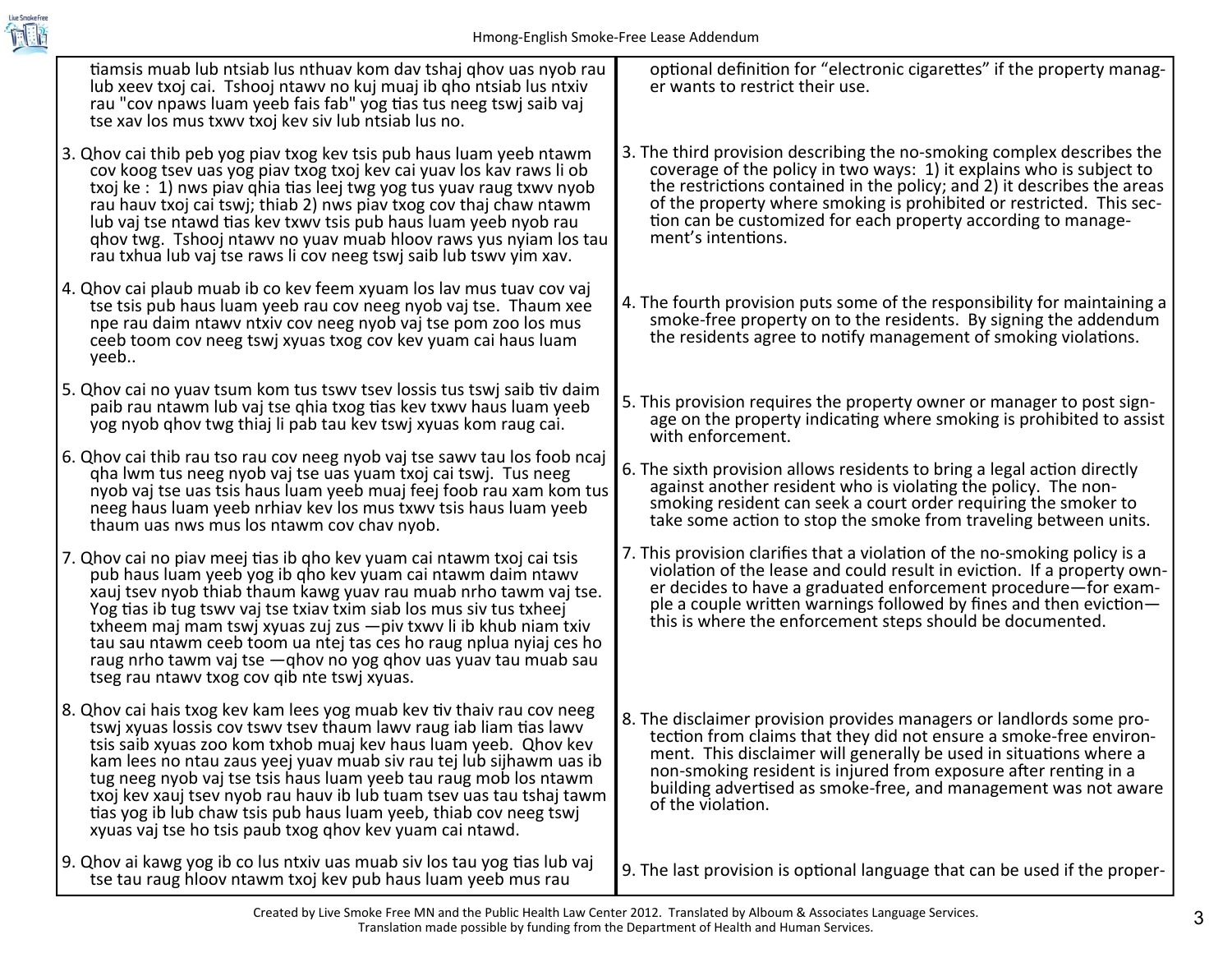| | |
|---|---|
| tiamsis muab lub ntsiab lus nthuav kom dav tshaj qhov uas nyob rau lub xeev txoj cai. Tshooj ntawv no kuj muaj ib qho ntsiab lus ntxiv rau "cov npaws luam yeeb fais fab" yog tias tus neeg tswj saib vaj tse xav los mus txwv txoj kev siv lub ntsiab lus no. | optional definition for "electronic cigarettes" if the property manager wants to restrict their use. |
| 3. Qhov cai thib peb yog piav txog kev tsis pub haus luam yeeb ntawm cov koog tsev uas yog piav txog txoj kev cai yuav los kav raws li ob txoj ke : 1) nws piav qhia tias leej twg yog tus yuav raug txwv nyob rau hauv txoj cai tswj; thiab 2) nws piav txog cov thaj chaw ntawm lub vaj tse ntawd tias kev txwv tsis pub haus luam yeeb nyob rau qhov twg. Tshooj ntawv no yuav muab hloov raws yus nyiam los tau rau txhua lub vaj tse raws li cov neeg tswj saib lub tswv yim xav. | 3. The third provision describing the no-smoking complex describes the coverage of the policy in two ways: 1) it explains who is subject to the restrictions contained in the policy; and 2) it describes the areas of the property where smoking is prohibited or restricted. This section can be customized for each property according to management's intentions. |
| 4. Qhov cai plaub muab ib co kev feem xyuam los lav mus tuav cov vaj tse tsis pub haus luam yeeb rau cov neeg nyob vaj tse. Thaum xee npe rau daim ntawv ntxiv cov neeg nyob vaj tse pom zoo los mus ceeb toom cov neeg tswj xyuas txog cov kev yuam cai haus luam yeeb.. | 4. The fourth provision puts some of the responsibility for maintaining a smoke-free property on to the residents. By signing the addendum the residents agree to notify management of smoking violations. |
| 5. Qhov cai no yuav tsum kom tus tswv tsev lossis tus tswj saib tiv daim paib rau ntawm lub vaj tse qhia txog tias kev txwv haus luam yeeb yog nyob qhov twg thiaj li pab tau kev tswj xyuas kom raug cai. | 5. This provision requires the property owner or manager to post signage on the property indicating where smoking is prohibited to assist with enforcement. |
| 6. Qhov cai thib rau tso rau cov neeg nyob vaj tse sawv tau los foob ncaj qha lwm tus neeg nyob vaj tse uas yuam txoj cai tswj. Tus neeg nyob vaj tse uas tsis haus luam yeeb muaj feej foob rau xam kom tus neeg haus luam yeeb nrhiav kev los mus txwv tsis haus luam yeeb thaum uas nws mus los ntawm cov chav nyob. | 6. The sixth provision allows residents to bring a legal action directly against another resident who is violating the policy. The non-smoking resident can seek a court order requiring the smoker to take some action to stop the smoke from traveling between units. |
| 7. Qhov cai no piav meej tias ib qho kev yuam cai ntawm txoj cai tsis pub haus luam yeeb yog ib qho kev yuam cai ntawm daim ntawv xauj tsev nyob thiab thaum kawg yuav rau muab nrho tawm vaj tse. Yog tias ib tug tswv vaj tse txiav txim siab los mus siv tus txheej txheem maj mam tswj xyuas zuj zus —piv txwv li ib khub niam txiv tau sau ntawm ceeb toom ua ntej tas ces ho raug nplua nyiaj ces ho raug nrho tawm vaj tse —qhov no yog qhov uas yuav tau muab sau tseg rau ntawv txog cov qib nte tswj xyuas. | 7. This provision clarifies that a violation of the no-smoking policy is a violation of the lease and could result in eviction. If a property owner decides to have a graduated enforcement procedure—for example a couple written warnings followed by fines and then eviction—this is where the enforcement steps should be documented. |
| 8. Qhov cai hais txog kev kam lees yog muab kev tiv thaiv rau cov neeg tswj xyuas lossis cov tswv tsev thaum lawv raug iab liam tias lawv tsis saib xyuas zoo kom txhob muaj kev haus luam yeeb. Qhov kev kam lees no ntau zaus yeej yuav muab siv rau tej lub sijhawm uas ib tug neeg nyob vaj tse tsis haus luam yeeb tau raug mob los ntawm txoj kev xauj tsev nyob rau hauv ib lub tuam tsev uas tau tshaj tawm tias yog ib lub chaw tsis pub haus luam yeeb, thiab cov neeg tswj xyuas vaj tse ho tsis paub txog qhov kev yuam cai ntawd. | 8. The disclaimer provision provides managers or landlords some protection from claims that they did not ensure a smoke-free environment. This disclaimer will generally be used in situations where a non-smoking resident is injured from exposure after renting in a building advertised as smoke-free, and management was not aware of the violation. |
| 9. Qhov ai kawg yog ib co lus ntxiv uas muab siv los tau yog tias lub vaj tse tau raug hloov ntawm txoj kev pub haus luam yeeb mus rau | 9. The last provision is optional language that can be used if the proper- |

Created by Live Smoke Free MN and the Public Health Law Center 2012. Translated by Alboum & Associates Language Services. Translation made possible by funding from the Department of Health and Human Services.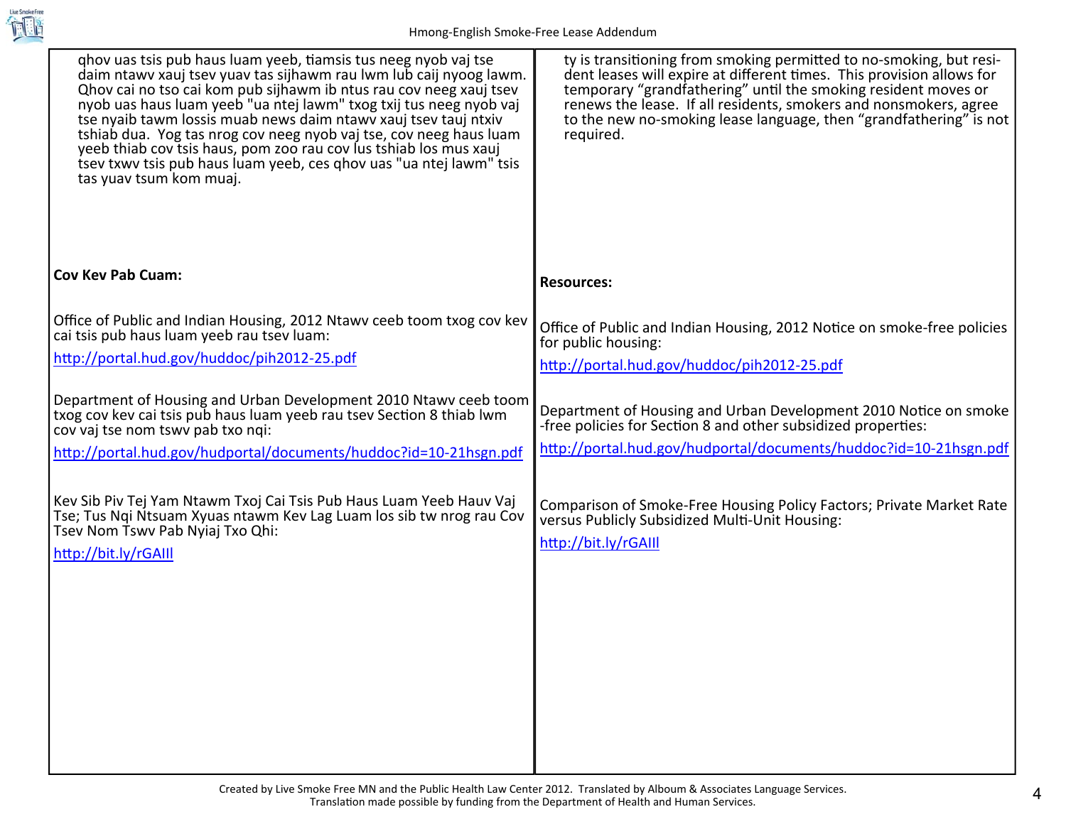qhov uas tsis pub haus luam yeeb, tiamsis tus neeg nyob vaj tse daim ntawv xauj tsev yuav tas sijhawm rau lwm lub caij nyoog lawm. Qhov cai no tso cai kom pub sijhawm ib ntus rau cov neeg xauj tsev nyob uas haus luam yeeb "ua ntej lawm" txog txij tus neeg nyob vaj tse nyaib tawm lossis muab news daim ntawv xauj tsev tauj ntxiv tshiab dua. Yog tas nrog cov neeg nyob vaj tse, cov neeg haus luam yeeb thiab cov tsis haus, pom zoo rau cov lus tshiab los mus xauj tsev txwv tsis pub haus luam yeeb, ces qhov uas "ua ntej lawm" tsis tas yuav tsum kom muaj.

**Cov Kev Pab Cuam:**

Office of Public and Indian Housing, 2012 Ntawv ceeb toom txog cov kev cai tsis pub haus luam yeeb rau tsev luam:

http://portal.hud.gov/huddoc/pih2012-25.pdf

Department of Housing and Urban Development 2010 Ntawv ceeb toom txog cov kev cai tsis pub haus luam yeeb rau tsev Section 8 thiab lwm cov vaj tse nom tswv pab txo nqi:

http://portal.hud.gov/hudportal/documents/huddoc?id=10-21hsgn.pdf

Kev Sib Piv Tej Yam Ntawm Txoj Cai Tsis Pub Haus Luam Yeeb Hauv Vaj Tse; Tus Nqi Ntsuam Xyuas ntawm Kev Lag Luam los sib tw nrog rau Cov Tsev Nom Tswv Pab Nyiaj Txo Qhi:

http://bit.ly/rGAIIl

ty is transitioning from smoking permitted to no-smoking, but resident leases will expire at different times. This provision allows for temporary "grandfathering" until the smoking resident moves or renews the lease. If all residents, smokers and nonsmokers, agree to the new no-smoking lease language, then "grandfathering" is not required.

**Resources:**

Office of Public and Indian Housing, 2012 Notice on smoke-free policies for public housing:

http://portal.hud.gov/huddoc/pih2012-25.pdf

Department of Housing and Urban Development 2010 Notice on smoke-free policies for Section 8 and other subsidized properties:

http://portal.hud.gov/hudportal/documents/huddoc?id=10-21hsgn.pdf

Comparison of Smoke-Free Housing Policy Factors; Private Market Rate versus Publicly Subsidized Multi-Unit Housing:

http://bit.ly/rGAIIl

Created by Live Smoke Free MN and the Public Health Law Center 2012. Translated by Alboum & Associates Language Services.
Translation made possible by funding from the Department of Health and Human Services.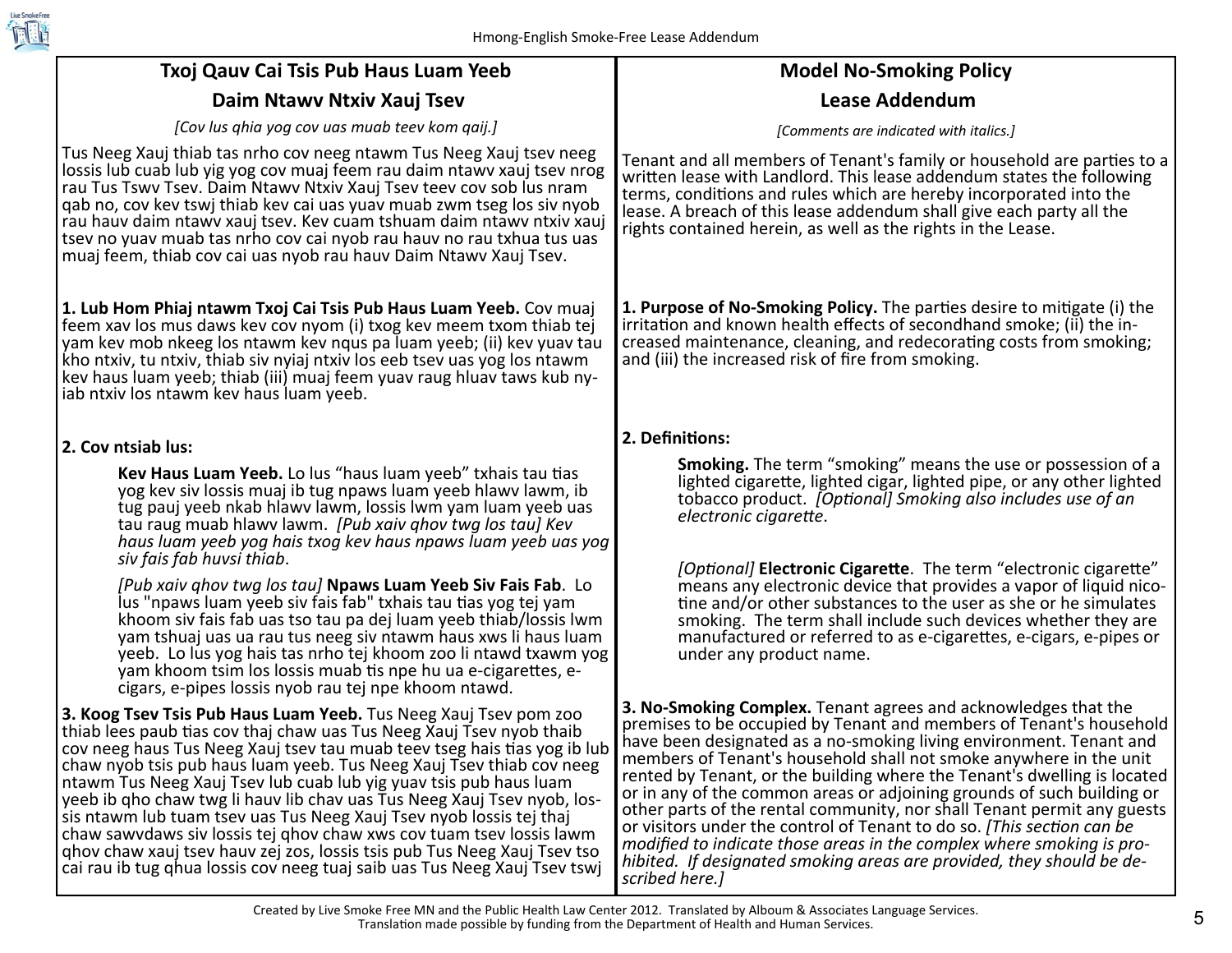## Txoj Qauv Cai Tsis Pub Haus Luam Yeeb

## Daim Ntawv Ntxiv Xauj Tsev

*[Cov lus qhia yog cov uas muab teev kom qaij.]*

Tus Neeg Xauj thiab tas nrho cov neeg ntawm Tus Neeg Xauj tsev neeg lossis lub cuab lub yig yog cov muaj feem rau daim ntawv xauj tsev nrog rau Tus Tswv Tsev. Daim Ntawv Ntxiv Xauj Tsev teev cov sob lus nram qab no, cov kev tswj thiab kev cai uas yuav muab zwm tseg los siv nyob rau hauv daim ntawv xauj tsev. Kev cuam tshuam daim ntawv ntxiv xauj tsev no yuav muab tas nrho cov cai nyob rau hauv no rau txhua tus uas muaj feem, thiab cov cai uas nyob rau hauv Daim Ntawv Xauj Tsev.

**1. Lub Hom Phiaj ntawm Txoj Cai Tsis Pub Haus Luam Yeeb.** Cov muaj feem xav los mus daws kev cov nyom (i) txog kev meem txom thiab tej yam kev mob nkeeg los ntawm kev nqus pa luam yeeb; (ii) kev yuav tau kho ntxiv, tu ntxiv, thiab siv nyiaj ntxiv los eeb tsev uas yog los ntawm kev haus luam yeeb; thiab (iii) muaj feem yuav raug hluav taws kub ny-iab ntxiv los ntawm kev haus luam yeeb.

**2. Cov ntsiab lus:**

**Kev Haus Luam Yeeb.** Lo lus "haus luam yeeb" txhais tau tias yog kev siv lossis muaj ib tug npaws luam yeeb hlawv lawm, ib tug pauj yeeb nkab hlawv lawm, lossis lwm yam luam yeeb uas tau raug muab hlawv lawm. *[Pub xaiv qhov twg los tau] Kev haus luam yeeb yog hais txog kev haus npaws luam yeeb uas yog siv fais fab huvsi thiab*.

*[Pub xaiv qhov twg los tau]* **Npaws Luam Yeeb Siv Fais Fab**. Lo lus "npaws luam yeeb siv fais fab" txhais tau tias yog tej yam khoom siv fais fab uas tso tau pa dej luam yeeb thiab/lossis lwm yam tshuaj uas ua rau tus neeg siv ntawm haus xws li haus luam yeeb. Lo lus yog hais tas nrho tej khoom zoo li ntawd txawm yog yam khoom tsim los lossis muab tis npe hu ua e-cigarettes, e-cigars, e-pipes lossis nyob rau tej npe khoom ntawd.

**3. Koog Tsev Tsis Pub Haus Luam Yeeb.** Tus Neeg Xauj Tsev pom zoo thiab lees paub tias cov thaj chaw uas Tus Neeg Xauj Tsev nyob thaib cov neeg haus Tus Neeg Xauj tsev tau muab teev tseg hais tias yog ib lub chaw nyob tsis pub haus luam yeeb. Tus Neeg Xauj Tsev thiab cov neeg ntawm Tus Neeg Xauj Tsev lub cuab lub yig yuav tsis pub haus luam yeeb ib qho chaw twg li hauv lib chav uas Tus Neeg Xauj Tsev nyob, lossis ntawm lub tuam tsev uas Tus Neeg Xauj Tsev nyob lossis tej thaj chaw sawvdaws siv lossis tej qhov chaw xws cov tuam tsev lossis lawm qhov chaw xauj tsev hauv zej zos, lossis tsis pub Tus Neeg Xauj Tsev tso cai rau ib tug qhua lossis cov neeg tuaj saib uas Tus Neeg Xauj Tsev tswj

## Model No-Smoking Policy

## Lease Addendum

*[Comments are indicated with italics.]*

Tenant and all members of Tenant's family or household are parties to a written lease with Landlord. This lease addendum states the following terms, conditions and rules which are hereby incorporated into the lease. A breach of this lease addendum shall give each party all the rights contained herein, as well as the rights in the Lease.

**1. Purpose of No-Smoking Policy.** The parties desire to mitigate (i) the irritation and known health effects of secondhand smoke; (ii) the increased maintenance, cleaning, and redecorating costs from smoking; and (iii) the increased risk of fire from smoking.

**2. Definitions:**

**Smoking.** The term "smoking" means the use or possession of a lighted cigarette, lighted cigar, lighted pipe, or any other lighted tobacco product. *[Optional] Smoking also includes use of an electronic cigarette*.

*[Optional]* **Electronic Cigarette**. The term "electronic cigarette" means any electronic device that provides a vapor of liquid nicotine and/or other substances to the user as she or he simulates smoking. The term shall include such devices whether they are manufactured or referred to as e-cigarettes, e-cigars, e-pipes or under any product name.

**3. No-Smoking Complex.** Tenant agrees and acknowledges that the premises to be occupied by Tenant and members of Tenant's household have been designated as a no-smoking living environment. Tenant and members of Tenant's household shall not smoke anywhere in the unit rented by Tenant, or the building where the Tenant's dwelling is located or in any of the common areas or adjoining grounds of such building or other parts of the rental community, nor shall Tenant permit any guests or visitors under the control of Tenant to do so. *[This section can be modified to indicate those areas in the complex where smoking is prohibited. If designated smoking areas are provided, they should be described here.]*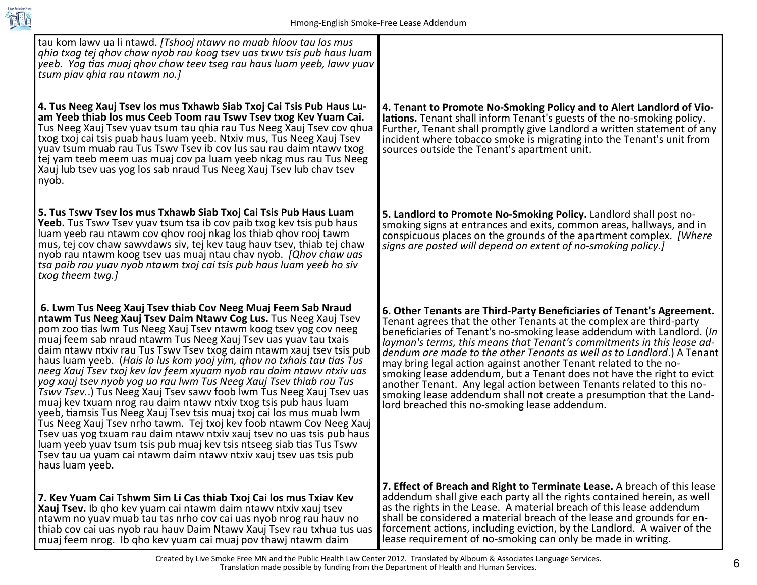tau kom lawv ua li ntawd. *[Tshooj ntawv no muab hloov tau los mus qhia txog tej qhov chaw nyob rau koog tsev uas txwv tsis pub haus luam yeeb. Yog tias muaj qhov chaw teev tseg rau haus luam yeeb, lawv yuav tsum piav qhia rau ntawm no.]*

**4. Tus Neeg Xauj Tsev los mus Txhawb Siab Txoj Cai Tsis Pub Haus Luam Yeeb thiab los mus Ceeb Toom rau Tswv Tsev txog Kev Yuam Cai.** Tus Neeg Xauj Tsev yuav tsum tau qhia rau Tus Neeg Xauj Tsev cov qhua txog txoj cai tsis puab haus luam yeeb. Ntxiv mus, Tus Neeg Xauj Tsev yuav tsum muab rau Tus Tswv Tsev ib cov lus sau rau daim ntawv txog tej yam teeb meem uas muaj cov pa luam yeeb nkag mus rau Tus Neeg Xauj lub tsev uas yog los sab nraud Tus Neeg Xauj Tsev lub chav tsev nyob.

**4. Tenant to Promote No-Smoking Policy and to Alert Landlord of Violations.** Tenant shall inform Tenant's guests of the no-smoking policy. Further, Tenant shall promptly give Landlord a written statement of any incident where tobacco smoke is migrating into the Tenant's unit from sources outside the Tenant's apartment unit.

**5. Tus Tswv Tsev los mus Txhawb Siab Txoj Cai Tsis Pub Haus Luam Yeeb.** Tus Tswv Tsev yuav tsum tsa ib cov paib txog kev tsis pub haus luam yeeb rau ntawm cov qhov rooj nkag los thiab qhov rooj tawm mus, tej cov chaw sawvdaws siv, tej kev taug hauv tsev, thiab tej chaw nyob rau ntawm koog tsev uas muaj ntau chav nyob. *[Qhov chaw uas tsa paib rau yuav nyob ntawm txoj cai tsis pub haus luam yeeb ho siv txog theem twg.]*

**5. Landlord to Promote No-Smoking Policy.** Landlord shall post no-smoking signs at entrances and exits, common areas, hallways, and in conspicuous places on the grounds of the apartment complex. *[Where signs are posted will depend on extent of no-smoking policy.]*

**6. Lwm Tus Neeg Xauj Tsev thiab Cov Neeg Muaj Feem Sab Nraud ntawm Tus Neeg Xauj Tsev Daim Ntawv Cog Lus.** Tus Neeg Xauj Tsev pom zoo tias lwm Tus Neeg Xauj Tsev ntawm koog tsev yog cov neeg muaj feem sab nraud ntawm Tus Neeg Xauj Tsev uas yuav tau txais daim ntawv ntxiv rau Tus Tswv Tsev txog daim ntawm xauj tsev tsis pub haus luam yeeb. (*Hais lo lus kom yooj yim, qhov no txhais tau tias Tus neeg Xauj Tsev txoj kev lav feem xyuam nyob rau daim ntawv ntxiv uas yog xauj tsev nyob yog ua rau lwm Tus Neeg Xauj Tsev thiab rau Tus Tswv Tsev.*.) Tus Neeg Xauj Tsev sawv foob lwm Tus Neeg Xauj Tsev uas muaj kev txuam nrog rau daim ntawv ntxiv txog tsis pub haus luam yeeb, tiamsis Tus Neeg Xauj Tsev tsis muaj txoj cai los mus muab lwm Tus Neeg Xauj Tsev nrho tawm. Tej txoj kev foob ntawm Cov Neeg Xauj Tsev uas yog txuam nrog rau daim ntawv ntxiv xauj tsev no uas tsis pub haus luam yeeb yuav tsum tsis pub muaj kev tsis ntseeg siab tias Tus Tswv Tsev tau ua yuam cai ntawm daim ntawv ntxiv xauj tsev uas tsis pub haus luam yeeb.

**6. Other Tenants are Third-Party Beneficiaries of Tenant's Agreement.** Tenant agrees that the other Tenants at the complex are third-party beneficiaries of Tenant's no-smoking lease addendum with Landlord. (*In layman's terms, this means that Tenant's commitments in this lease addendum are made to the other Tenants as well as to Landlord*.) A Tenant may bring legal action against another Tenant related to the no-smoking lease addendum, but a Tenant does not have the right to evict another Tenant. Any legal action between Tenants related to this no-smoking lease addendum shall not create a presumption that the Landlord breached this no-smoking lease addendum.

**7. Kev Yuam Cai Tshwm Sim Li Cas thiab Txoj Cai los mus Txiav Kev Xauj Tsev.** Ib qho kev yuam cai ntawm daim ntawv ntxiv xauj tsev ntawm no yuav muab tau tas nrho cov cai uas nyob nrog rau hauv no thiab cov cai uas nyob rau hauv Daim Ntawv Xauj Tsev rau txhua tus uas muaj feem nrog. Ib qho kev yuam cai muaj pov thawj ntawm daim

**7. Effect of Breach and Right to Terminate Lease.** A breach of this lease addendum shall give each party all the rights contained herein, as well as the rights in the Lease. A material breach of this lease addendum shall be considered a material breach of the lease and grounds for enforcement actions, including eviction, by the Landlord. A waiver of the lease requirement of no-smoking can only be made in writing.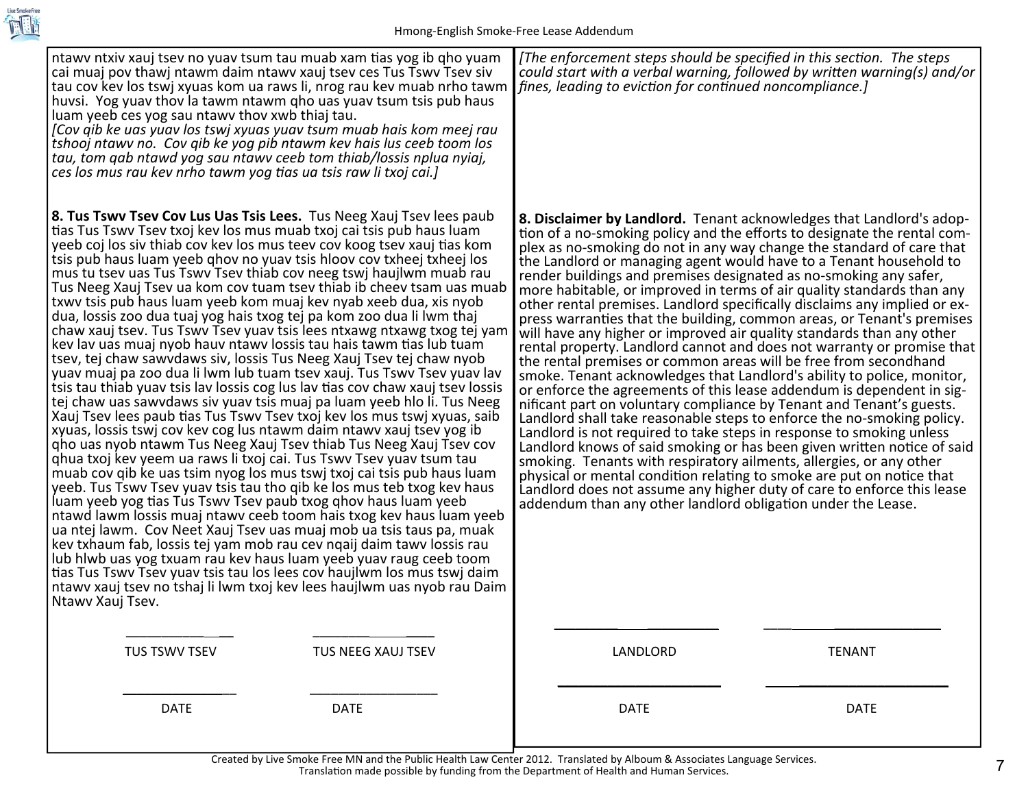ntawv ntxiv xauj tsev no yuav tsum tau muab xam tias yog ib qho yuam cai muaj pov thawj ntawm daim ntawv xauj tsev ces Tus Tswv Tsev siv tau cov kev los tswj xyuas kom ua raws li, nrog rau kev muab nrho tawm huvsi. Yog yuav thov la tawm ntawm qho uas yuav tsum tsis pub haus luam yeeb ces yog sau ntawv thov xwb thiaj tau.

*[Cov qib ke uas yuav los tswj xyuas yuav tsum muab hais kom meej rau tshooj ntawv no. Cov qib ke yog pib ntawm kev hais lus ceeb toom los tau, tom qab ntawd yog sau ntawv ceeb tom thiab/lossis nplua nyiaj, ces los mus rau kev nrho tawm yog tias ua tsis raw li txoj cai.]*

*[The enforcement steps should be specified in this section. The steps could start with a verbal warning, followed by written warning(s) and/or fines, leading to eviction for continued noncompliance.]*

**8. Tus Tswv Tsev Cov Lus Uas Tsis Lees.** Tus Neeg Xauj Tsev lees paub tias Tus Tswv Tsev txoj kev los mus muab txoj cai tsis pub haus luam yeeb coj los siv thiab cov kev los mus teev cov koog tsev xauj tias kom tsis pub haus luam yeeb qhov no yuav tsis hloov cov txheej txheej los mus tu tsev uas Tus Tswv Tsev thiab cov neeg tswj haujlwm muab rau Tus Neeg Xauj Tsev ua kom cov tuam tsev thiab ib cheev tsam uas muab txwv tsis pub haus luam yeeb kom muaj kev nyab xeeb dua, xis nyob dua, lossis zoo dua tuaj yog hais txog tej pa kom zoo dua li lwm thaj chaw xauj tsev. Tus Tswv Tsev yuav tsis lees ntxawg ntxawg txog tej yam kev lav uas muaj nyob hauv ntawv lossis tau hais tawm tias lub tuam tsev, tej chaw sawvdaws siv, lossis Tus Neeg Xauj Tsev tej chaw nyob yuav muaj pa zoo dua li lwm lub tuam tsev xauj. Tus Tswv Tsev yuav lav tsis tau thiab yuav tsis lav lossis cog lus lav tias cov chaw xauj tsev lossis tej chaw uas sawvdaws siv yuav tsis muaj pa luam yeeb hlo li. Tus Neeg Xauj Tsev lees paub tias Tus Tswv Tsev txoj kev los mus tswj xyuas, saib xyuas, lossis tswj cov kev cog lus ntawm daim ntawv xauj tsev yog ib qho uas nyob ntawm Tus Neeg Xauj Tsev thiab Tus Neeg Xauj Tsev cov qhua txoj kev yeem ua raws li txoj cai. Tus Tswv Tsev yuav tsum tau muab cov qib ke uas tsim nyog los mus tswj txoj cai tsis pub haus luam yeeb. Tus Tswv Tsev yuav tsis tau tho qib ke los mus teb txog kev haus luam yeeb yog tias Tus Tswv Tsev paub txog qhov haus luam yeeb ntawd lawm lossis muaj ntawv ceeb toom hais txog kev haus luam yeeb ua ntej lawm. Cov Neet Xauj Tsev uas muaj mob ua tsis taus pa, muak kev txhaum fab, lossis tej yam mob rau cev nqaij daim tawv lossis rau lub hlwb uas yog txuam rau kev haus luam yeeb yuav raug ceeb toom tias Tus Tswv Tsev yuav tsis tau los lees cov haujlwm los mus tswj daim ntawv xauj tsev no tshaj li lwm txoj kev lees haujlwm uas nyob rau Daim Ntawv Xauj Tsev.

**8. Disclaimer by Landlord.** Tenant acknowledges that Landlord's adoption of a no-smoking policy and the efforts to designate the rental complex as no-smoking do not in any way change the standard of care that the Landlord or managing agent would have to a Tenant household to render buildings and premises designated as no-smoking any safer, more habitable, or improved in terms of air quality standards than any other rental premises. Landlord specifically disclaims any implied or express warranties that the building, common areas, or Tenant's premises will have any higher or improved air quality standards than any other rental property. Landlord cannot and does not warranty or promise that the rental premises or common areas will be free from secondhand smoke. Tenant acknowledges that Landlord's ability to police, monitor, or enforce the agreements of this lease addendum is dependent in significant part on voluntary compliance by Tenant and Tenant's guests. Landlord shall take reasonable steps to enforce the no-smoking policy. Landlord is not required to take steps in response to smoking unless Landlord knows of said smoking or has been given written notice of said smoking. Tenants with respiratory ailments, allergies, or any other physical or mental condition relating to smoke are put on notice that Landlord does not assume any higher duty of care to enforce this lease addendum than any other landlord obligation under the Lease.

| | |
|---|---|
| _______________ | _______________ |
| TUS TSWV TSEV | TUS NEEG XAUJ TSEV |
| _______________ | _______________ |
| DATE | DATE |

| | |
|---|---|
| _______________ | _______________ |
| LANDLORD | TENANT |
| _______________ | _______________ |
| DATE | DATE |

Created by Live Smoke Free MN and the Public Health Law Center 2012. Translated by Alboum & Associates Language Services.
Translation made possible by funding from the Department of Health and Human Services.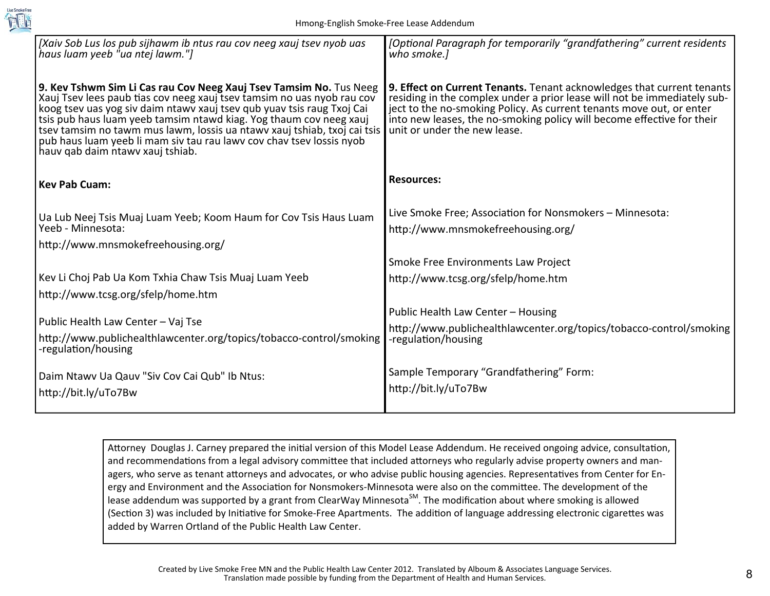| *[Xaiv Sob Lus los pub sijhawm ib ntus rau cov neeg xauj tsev nyob uas haus luam yeeb "ua ntej lawm."]* | *[Optional Paragraph for temporarily "grandfathering" current residents who smoke.]* |
|---|---|
| **9. Kev Tshwm Sim Li Cas rau Cov Neeg Xauj Tsev Tamsim No.** Tus Neeg Xauj Tsev lees paub tias cov neeg xauj tsev tamsim no uas nyob rau cov koog tsev uas yog siv daim ntawv xauj tsev qub yuav tsis raug Txoj Cai tsis pub haus luam yeeb tamsim ntawd kiag. Yog thaum cov neeg xauj tsev tamsim no tawm mus lawm, lossis ua ntawv xauj tshiab, txoj cai tsis pub haus luam yeeb li mam siv tau rau lawv cov chav tsev lossis nyob hauv qab daim ntawv xauj tshiab. | **9. Effect on Current Tenants.** Tenant acknowledges that current tenants residing in the complex under a prior lease will not be immediately subject to the no-smoking Policy. As current tenants move out, or enter into new leases, the no-smoking policy will become effective for their unit or under the new lease. |
| **Kev Pab Cuam:** | **Resources:** |
| Ua Lub Neej Tsis Muaj Luam Yeeb; Koom Haum for Cov Tsis Haus Luam Yeeb - Minnesota:<br>http://www.mnsmokefreehousing.org/ | Live Smoke Free; Association for Nonsmokers – Minnesota:<br>http://www.mnsmokefreehousing.org/ |
| Kev Li Choj Pab Ua Kom Txhia Chaw Tsis Muaj Luam Yeeb<br>http://www.tcsg.org/sfelp/home.htm | Smoke Free Environments Law Project<br>http://www.tcsg.org/sfelp/home.htm |
| Public Health Law Center – Vaj Tse<br>http://www.publichealthlawcenter.org/topics/tobacco-control/smoking-regulation/housing | Public Health Law Center – Housing<br>http://www.publichealthlawcenter.org/topics/tobacco-control/smoking-regulation/housing |
| Daim Ntawv Ua Qauv "Siv Cov Cai Qub" Ib Ntus:<br>http://bit.ly/uTo7Bw | Sample Temporary "Grandfathering" Form:<br>http://bit.ly/uTo7Bw |

Attorney Douglas J. Carney prepared the initial version of this Model Lease Addendum. He received ongoing advice, consultation, and recommendations from a legal advisory committee that included attorneys who regularly advise property owners and managers, who serve as tenant attorneys and advocates, or who advise public housing agencies. Representatives from Center for Energy and Environment and the Association for Nonsmokers-Minnesota were also on the committee. The development of the lease addendum was supported by a grant from ClearWay Minnesota[SM]. The modification about where smoking is allowed (Section 3) was included by Initiative for Smoke-Free Apartments. The addition of language addressing electronic cigarettes was added by Warren Ortland of the Public Health Law Center.

Created by Live Smoke Free MN and the Public Health Law Center 2012. Translated by Alboum & Associates Language Services. Translation made possible by funding from the Department of Health and Human Services.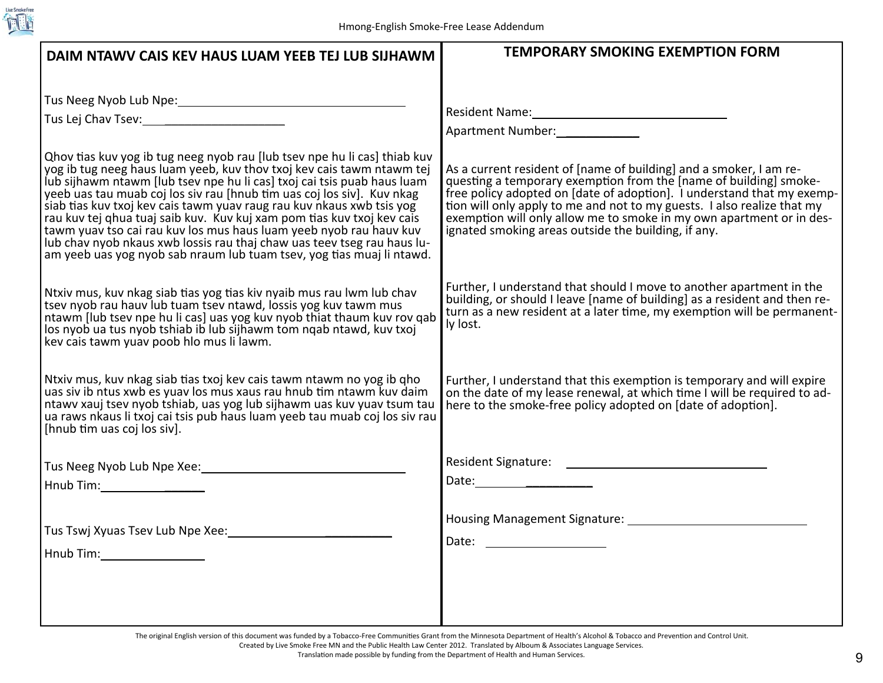## DAIM NTAWV CAIS KEV HAUS LUAM YEEB TEJ LUB SIJHAWM

Tus Neeg Nyob Lub Npe:___________________________________

Tus Lej Chav Tsev:____________________

Qhov tias kuv yog ib tug neeg nyob rau [lub tsev npe hu li cas] thiab kuv yog ib tug neeg haus luam yeeb, kuv thov txoj kev cais tawm ntawm tej lub sijhawm ntawm [lub tsev npe hu li cas] txoj cai tsis puab haus luam yeeb uas tau muab coj los siv rau [hnub tim uas coj los siv]. Kuv nkag siab tias kuv txoj kev cais tawm yuav raug rau kuv nkaus xwb tsis yog rau kuv tej qhua tuaj saib kuv. Kuv kuj xam pom tias kuv txoj kev cais tawm yuav tso cai rau kuv los mus haus luam yeeb nyob rau hauv kuv lub chav nyob nkaus xwb lossis rau thaj chaw uas teev tseg rau haus luam yeeb uas yog nyob sab nraum lub tuam tsev, yog tias muaj li ntawd.

Ntxiv mus, kuv nkag siab tias yog tias kiv nyaib mus rau lwm lub chav tsev nyob rau hauv lub tuam tsev ntawd, lossis yog kuv tawm mus ntawm [lub tsev npe hu li cas] uas yog kuv nyob thiat thaum kuv rov qab los nyob ua tus nyob tshiab ib lub sijhawm tom nqab ntawd, kuv txoj kev cais tawm yuav poob hlo mus li lawm.

Ntxiv mus, kuv nkag siab tias txoj kev cais tawm ntawm no yog ib qho uas siv ib ntus xwb es yuav los mus xaus rau hnub tim ntawm kuv daim ntawv xauj tsev nyob tshiab, uas yog lub sijhawm uas kuv yuav tsum tau ua raws nkaus li txoj cai tsis pub haus luam yeeb tau muab coj los siv rau [hnub tim uas coj los siv].

Tus Neeg Nyob Lub Npe Xee:_______________________________

Hnub Tim:________________

Tus Tswj Xyuas Tsev Lub Npe Xee:___________________________

Hnub Tim:________________

## TEMPORARY SMOKING EXEMPTION FORM

Resident Name:_____________________________

Apartment Number:____________

As a current resident of [name of building] and a smoker, I am requesting a temporary exemption from the [name of building] smoke-free policy adopted on [date of adoption]. I understand that my exemption will only apply to me and not to my guests. I also realize that my exemption will only allow me to smoke in my own apartment or in designated smoking areas outside the building, if any.

Further, I understand that should I move to another apartment in the building, or should I leave [name of building] as a resident and then return as a new resident at a later time, my exemption will be permanently lost.

Further, I understand that this exemption is temporary and will expire on the date of my lease renewal, at which time I will be required to adhere to the smoke-free policy adopted on [date of adoption].

Resident Signature: ______________________________

Date:___________________

Housing Management Signature: ___________________________

Date: __________________

The original English version of this document was funded by a Tobacco-Free Communities Grant from the Minnesota Department of Health's Alcohol & Tobacco and Prevention and Control Unit.
Created by Live Smoke Free MN and the Public Health Law Center 2012. Translated by Alboum & Associates Language Services.
Translation made possible by funding from the Department of Health and Human Services.